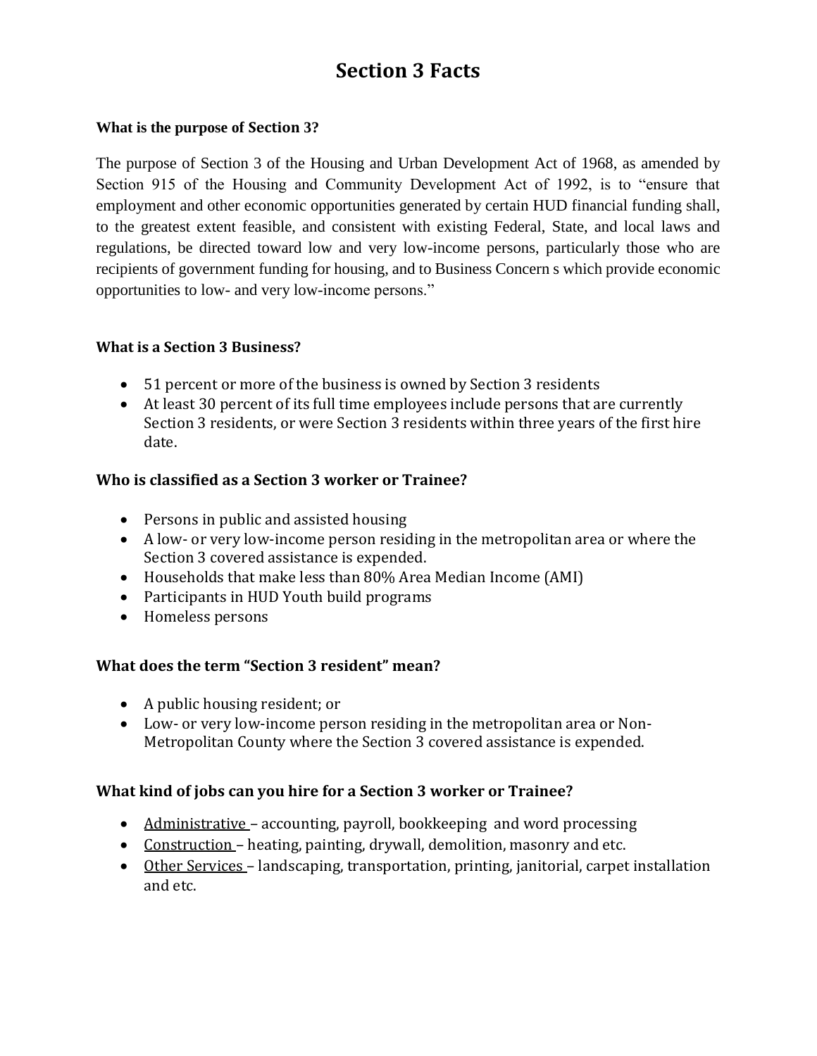# Section 3 Facts

**What is the purpose of Section 3?**

The purpose of Section 3 of the Housing and Urban Development Act of 1968, as amended by Section 915 of the Housing and Community Development Act of 1992, is to "ensure that employment and other economic opportunities generated by certain HUD financial funding shall, to the greatest extent feasible, and consistent with existing Federal, State, and local laws and regulations, be directed toward low and very low-income persons, particularly those who are recipients of government funding for housing, and to Business Concern s which provide economic opportunities to low- and very low-income persons."

**What is a Section 3 Business?**

- 51 percent or more of the business is owned by Section 3 residents
- At least 30 percent of its full time employees include persons that are currently Section 3 residents, or were Section 3 residents within three years of the first hire date.

**Who is classified as a Section 3 worker or Trainee?**

- Persons in public and assisted housing
- A low- or very low-income person residing in the metropolitan area or where the Section 3 covered assistance is expended.
- Households that make less than 80% Area Median Income (AMI)
- Participants in HUD Youth build programs
- Homeless persons

**What does the term "Section 3 resident" mean?**

- A public housing resident; or
- Low- or very low-income person residing in the metropolitan area or Non-Metropolitan County where the Section 3 covered assistance is expended.

**What kind of jobs can you hire for a Section 3 worker or Trainee?**

- Administrative – accounting, payroll, bookkeeping and word processing
- Construction – heating, painting, drywall, demolition, masonry and etc.
- Other Services – landscaping, transportation, printing, janitorial, carpet installation and etc.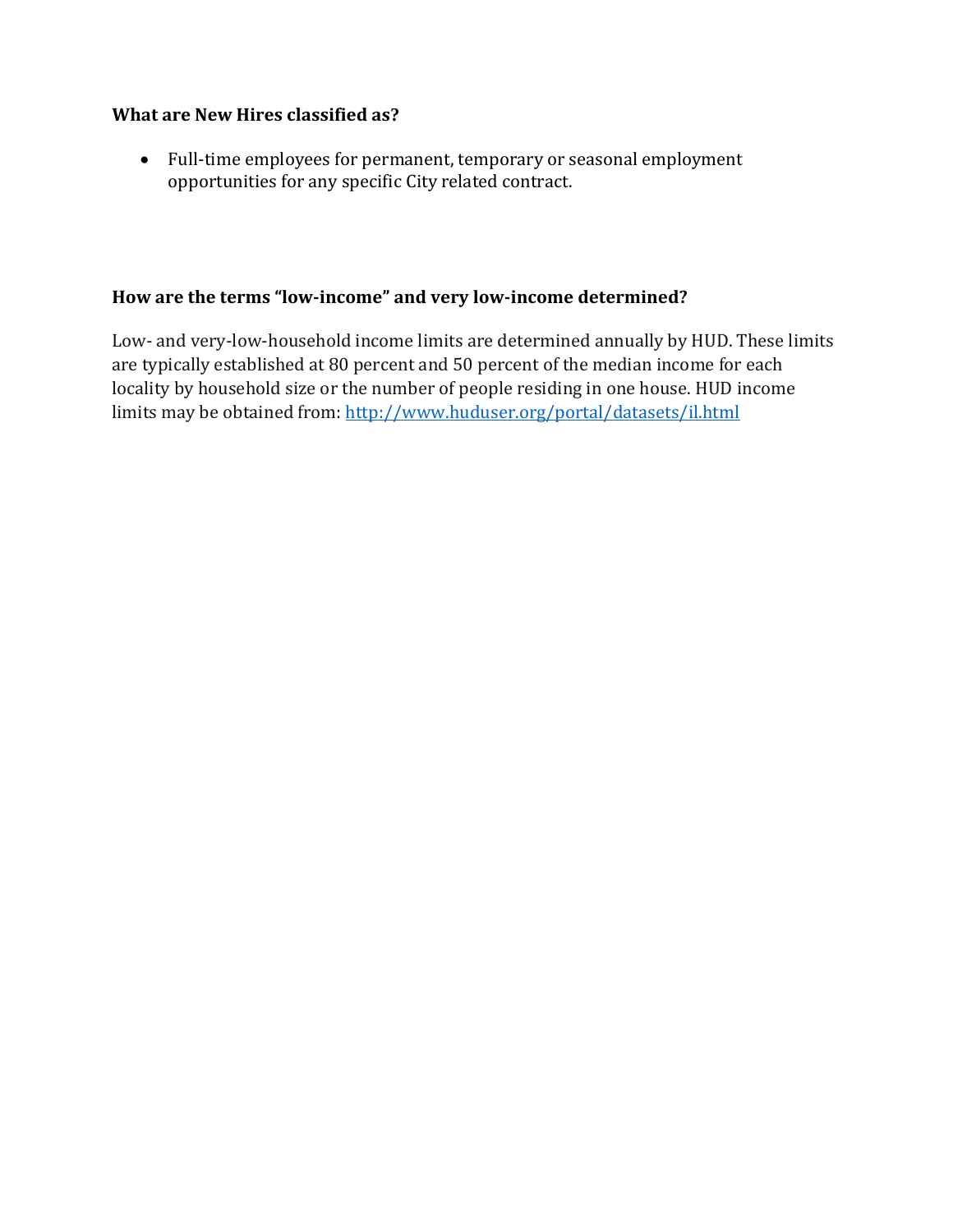**What are New Hires classified as?**

- Full-time employees for permanent, temporary or seasonal employment opportunities for any specific City related contract.

**How are the terms "low-income" and very low-income determined?**

Low- and very-low-household income limits are determined annually by HUD. These limits are typically established at 80 percent and 50 percent of the median income for each locality by household size or the number of people residing in one house. HUD income limits may be obtained from: [http://www.huduser.org/portal/datasets/il.html](http://www.huduser.org/portal/datasets/il.html)